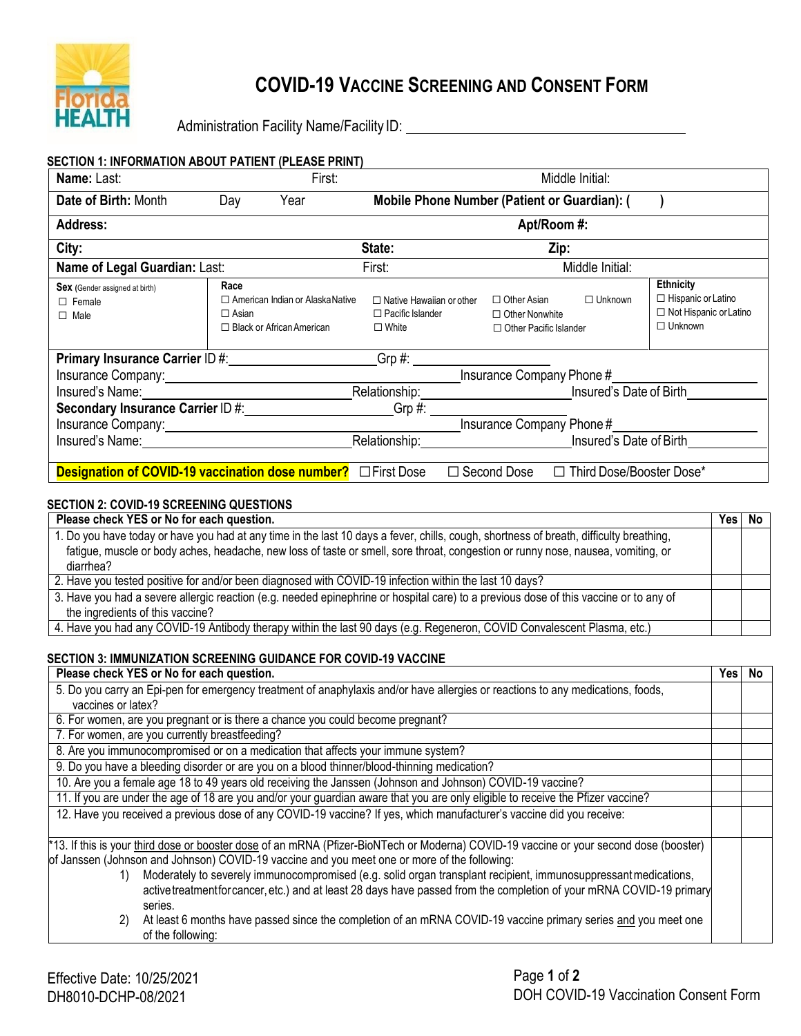# COVID-19 Vaccine Screening and Consent Form

Administration Facility Name/Facility ID: ____________________

### SECTION 1: INFORMATION ABOUT PATIENT (PLEASE PRINT)

| | | | |
|---|---|---|---|
| **Name:** Last: | First: | Middle Initial: | |
| **Date of Birth:** Month Day Year | **Mobile Phone Number (Patient or Guardian): ( )** | | |
| **Address:** | **Apt/Room #:** | | |
| **City:** | **State:** | **Zip:** | |
| **Name of Legal Guardian:** Last: | First: | Middle Initial: | |
| **Sex** (Gender assigned at birth) ☐ Female ☐ Male | **Race** ☐ American Indian or Alaska Native ☐ Asian ☐ Black or African American ☐ Native Hawaiian or other Pacific Islander ☐ White | ☐ Other Asian ☐ Other Nonwhite ☐ Other Pacific Islander ☐ Unknown | **Ethnicity** ☐ Hispanic or Latino ☐ Not Hispanic or Latino ☐ Unknown |

**Primary Insurance Carrier** ID #:____________ Grp #:____________
Insurance Company:____________ Insurance Company Phone #____________
Insured's Name:____________ Relationship:____________ Insured's Date of Birth____________
**Secondary Insurance Carrier** ID #:____________ Grp #:____________
Insurance Company:____________ Insurance Company Phone #____________
Insured's Name:____________ Relationship:____________ Insured's Date of Birth____________

**Designation of COVID-19 vaccination dose number?** ☐ First Dose ☐ Second Dose ☐ Third Dose/Booster Dose*

### SECTION 2: COVID-19 SCREENING QUESTIONS

| Please check YES or No for each question. | Yes | No |
|---|---|---|
| 1. Do you have today or have you had at any time in the last 10 days a fever, chills, cough, shortness of breath, difficulty breathing, fatigue, muscle or body aches, headache, new loss of taste or smell, sore throat, congestion or runny nose, nausea, vomiting, or diarrhea? | | |
| 2. Have you tested positive for and/or been diagnosed with COVID-19 infection within the last 10 days? | | |
| 3. Have you had a severe allergic reaction (e.g. needed epinephrine or hospital care) to a previous dose of this vaccine or to any of the ingredients of this vaccine? | | |
| 4. Have you had any COVID-19 Antibody therapy within the last 90 days (e.g. Regeneron, COVID Convalescent Plasma, etc.) | | |

### SECTION 3: IMMUNIZATION SCREENING GUIDANCE FOR COVID-19 VACCINE

| Please check YES or No for each question. | Yes | No |
|---|---|---|
| 5. Do you carry an Epi-pen for emergency treatment of anaphylaxis and/or have allergies or reactions to any medications, foods, vaccines or latex? | | |
| 6. For women, are you pregnant or is there a chance you could become pregnant? | | |
| 7. For women, are you currently breastfeeding? | | |
| 8. Are you immunocompromised or on a medication that affects your immune system? | | |
| 9. Do you have a bleeding disorder or are you on a blood thinner/blood-thinning medication? | | |
| 10. Are you a female age 18 to 49 years old receiving the Janssen (Johnson and Johnson) COVID-19 vaccine? | | |
| 11. If you are under the age of 18 are you and/or your guardian aware that you are only eligible to receive the Pfizer vaccine? | | |
| 12. Have you received a previous dose of any COVID-19 vaccine? If yes, which manufacturer's vaccine did you receive: | | |
| *13. If this is your third dose or booster dose of an mRNA (Pfizer-BioNTech or Moderna) COVID-19 vaccine or your second dose (booster) of Janssen (Johnson and Johnson) COVID-19 vaccine and you meet one or more of the following: 1) Moderately to severely immunocompromised (e.g. solid organ transplant recipient, immunosuppressant medications, active treatment for cancer, etc.) and at least 28 days have passed from the completion of your mRNA COVID-19 primary series. 2) At least 6 months have passed since the completion of an mRNA COVID-19 vaccine primary series and you meet one of the following: | | |

Effective Date: 10/25/2021
DH8010-DCHP-08/2021

DOH COVID-19 Vaccination Consent Form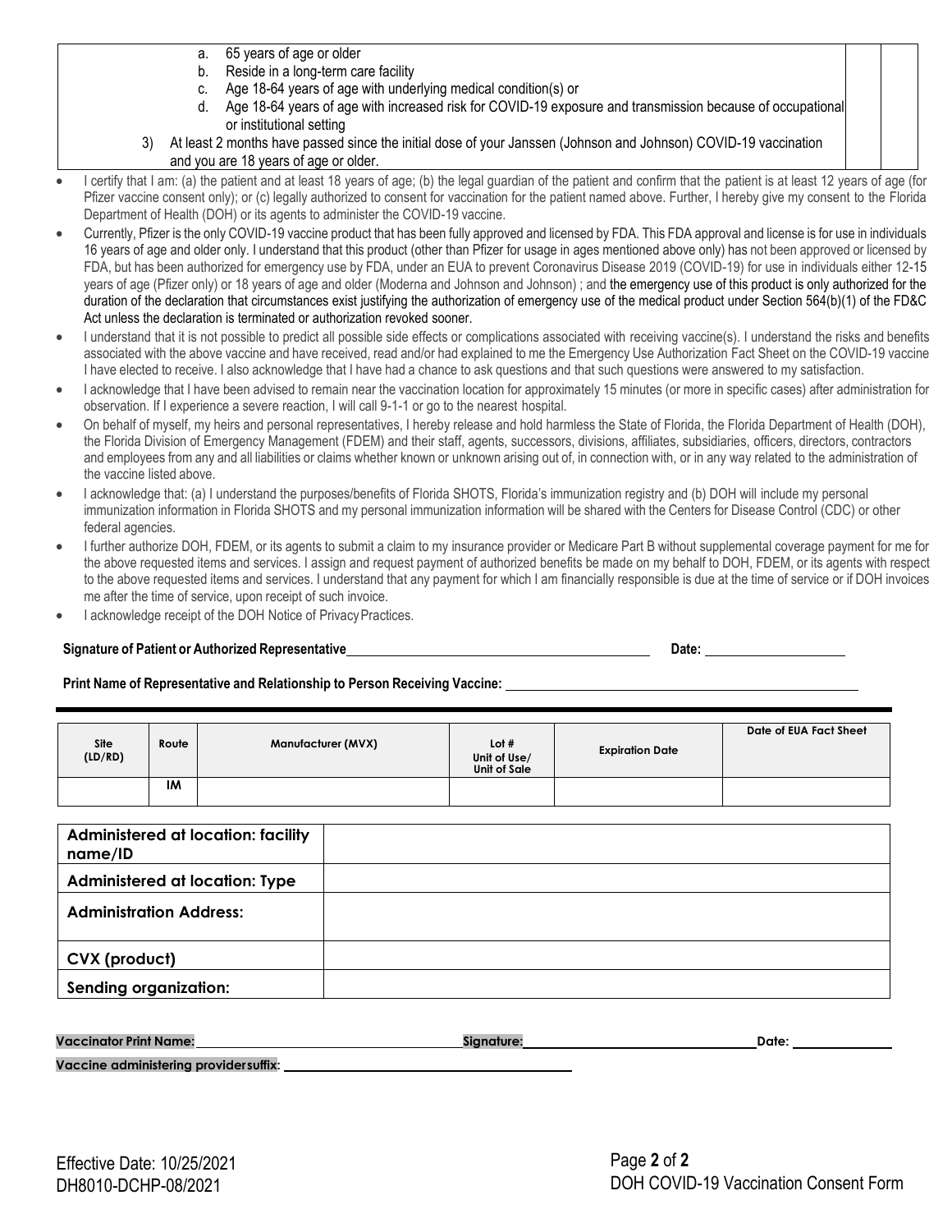a. 65 years of age or older
b. Reside in a long-term care facility
c. Age 18-64 years of age with underlying medical condition(s) or
d. Age 18-64 years of age with increased risk for COVID-19 exposure and transmission because of occupational or institutional setting

3) At least 2 months have passed since the initial dose of your Janssen (Johnson and Johnson) COVID-19 vaccination and you are 18 years of age or older.

- I certify that I am: (a) the patient and at least 18 years of age; (b) the legal guardian of the patient and confirm that the patient is at least 12 years of age (for Pfizer vaccine consent only); or (c) legally authorized to consent for vaccination for the patient named above. Further, I hereby give my consent to the Florida Department of Health (DOH) or its agents to administer the COVID-19 vaccine.
- Currently, Pfizer is the only COVID-19 vaccine product that has been fully approved and licensed by FDA. This FDA approval and license is for use in individuals 16 years of age and older only. I understand that this product (other than Pfizer for usage in ages mentioned above only) has not been approved or licensed by FDA, but has been authorized for emergency use by FDA, under an EUA to prevent Coronavirus Disease 2019 (COVID-19) for use in individuals either 12-15 years of age (Pfizer only) or 18 years of age and older (Moderna and Johnson and Johnson) ; and the emergency use of this product is only authorized for the duration of the declaration that circumstances exist justifying the authorization of emergency use of the medical product under Section 564(b)(1) of the FD&C Act unless the declaration is terminated or authorization revoked sooner.
- I understand that it is not possible to predict all possible side effects or complications associated with receiving vaccine(s). I understand the risks and benefits associated with the above vaccine and have received, read and/or had explained to me the Emergency Use Authorization Fact Sheet on the COVID-19 vaccine I have elected to receive. I also acknowledge that I have had a chance to ask questions and that such questions were answered to my satisfaction.
- I acknowledge that I have been advised to remain near the vaccination location for approximately 15 minutes (or more in specific cases) after administration for observation. If I experience a severe reaction, I will call 9-1-1 or go to the nearest hospital.
- On behalf of myself, my heirs and personal representatives, I hereby release and hold harmless the State of Florida, the Florida Department of Health (DOH), the Florida Division of Emergency Management (FDEM) and their staff, agents, successors, divisions, affiliates, subsidiaries, officers, directors, contractors and employees from any and all liabilities or claims whether known or unknown arising out of, in connection with, or in any way related to the administration of the vaccine listed above.
- I acknowledge that: (a) I understand the purposes/benefits of Florida SHOTS, Florida's immunization registry and (b) DOH will include my personal immunization information in Florida SHOTS and my personal immunization information will be shared with the Centers for Disease Control (CDC) or other federal agencies.
- I further authorize DOH, FDEM, or its agents to submit a claim to my insurance provider or Medicare Part B without supplemental coverage payment for me for the above requested items and services. I assign and request payment of authorized benefits be made on my behalf to DOH, FDEM, or its agents with respect to the above requested items and services. I understand that any payment for which I am financially responsible is due at the time of service or if DOH invoices me after the time of service, upon receipt of such invoice.
- I acknowledge receipt of the DOH Notice of Privacy Practices.

**Signature of Patient or Authorized Representative** ______________________ **Date:** __________

**Print Name of Representative and Relationship to Person Receiving Vaccine:** ______________________

| Site (LD/RD) | Route | Manufacturer (MVX) | Lot # Unit of Use/ Unit of Sale | Expiration Date | Date of EUA Fact Sheet |
|---|---|---|---|---|---|
| | IM | | | | |

| | |
|---|---|
| **Administered at location: facility name/ID** | |
| **Administered at location: Type** | |
| **Administration Address:** | |
| **CVX (product)** | |
| **Sending organization:** | |

**Vaccinator Print Name:** ______________________ **Signature:** ______________________ **Date:** __________

**Vaccine administering provider suffix:** ______________________

Effective Date: 10/25/2021
DH8010-DCHP-08/2021

DOH COVID-19 Vaccination Consent Form